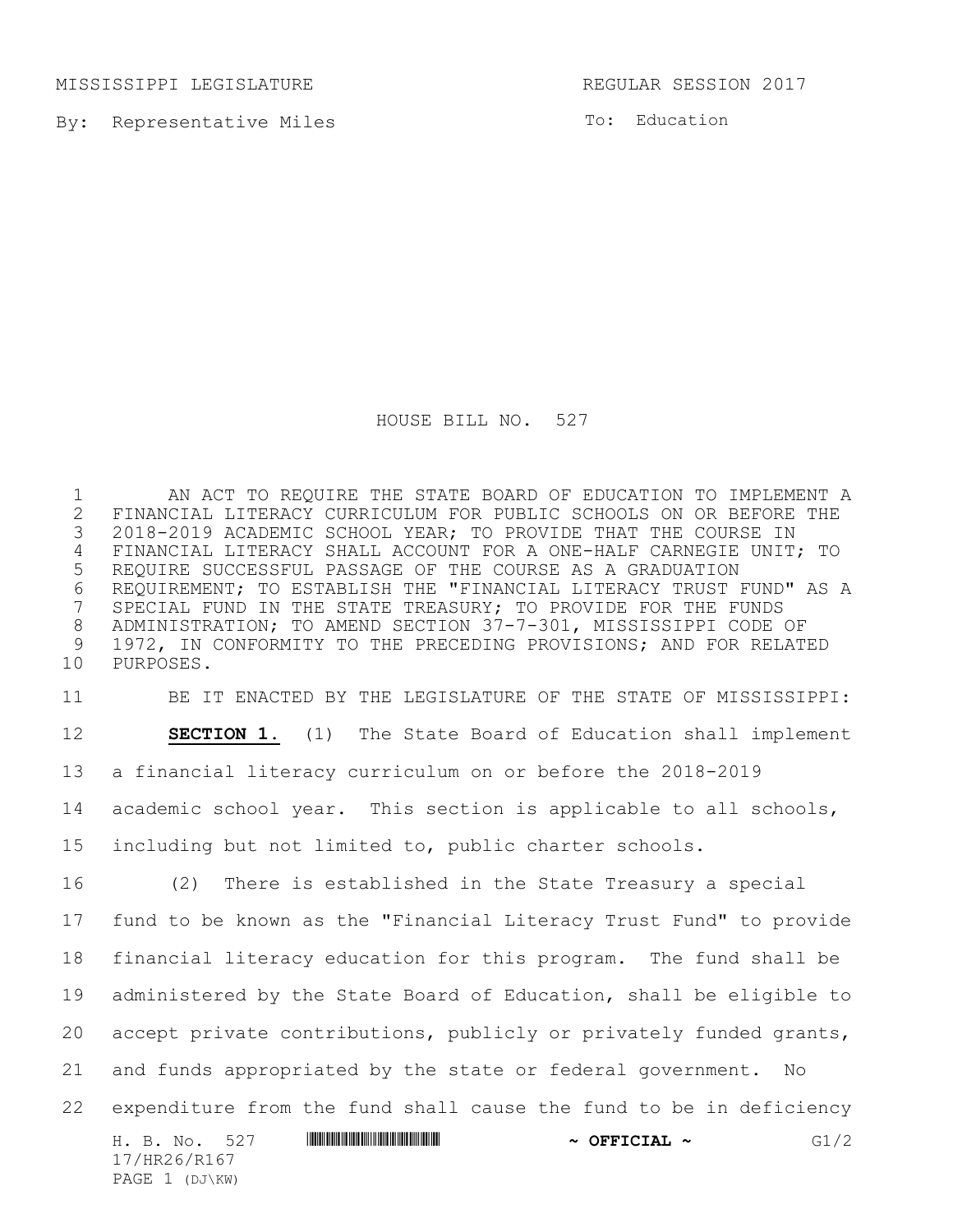MISSISSIPPI LEGISLATURE REGULAR SESSION 2017

By: Representative Miles

To: Education

# HOUSE BILL NO. 527

AN ACT TO REQUIRE THE STATE BOARD OF EDUCATION TO IMPLEMENT A FINANCIAL LITERACY CURRICULUM FOR PUBLIC SCHOOLS ON OR BEFORE THE 2018-2019 ACADEMIC SCHOOL YEAR; TO PROVIDE THAT THE COURSE IN FINANCIAL LITERACY SHALL ACCOUNT FOR A ONE-HALF CARNEGIE UNIT; TO REQUIRE SUCCESSFUL PASSAGE OF THE COURSE AS A GRADUATION REQUIREMENT; TO ESTABLISH THE "FINANCIAL LITERACY TRUST FUND" AS A SPECIAL FUND IN THE STATE TREASURY; TO PROVIDE FOR THE FUNDS ADMINISTRATION; TO AMEND SECTION 37-7-301, MISSISSIPPI CODE OF 1972, IN CONFORMITY TO THE PRECEDING PROVISIONS; AND FOR RELATED PURPOSES.

BE IT ENACTED BY THE LEGISLATURE OF THE STATE OF MISSISSIPPI:

**SECTION 1.** (1) The State Board of Education shall implement a financial literacy curriculum on or before the 2018-2019 academic school year. This section is applicable to all schools, including but not limited to, public charter schools.

(2) There is established in the State Treasury a special fund to be known as the "Financial Literacy Trust Fund" to provide financial literacy education for this program. The fund shall be administered by the State Board of Education, shall be eligible to accept private contributions, publicly or privately funded grants, and funds appropriated by the state or federal government. No expenditure from the fund shall cause the fund to be in deficiency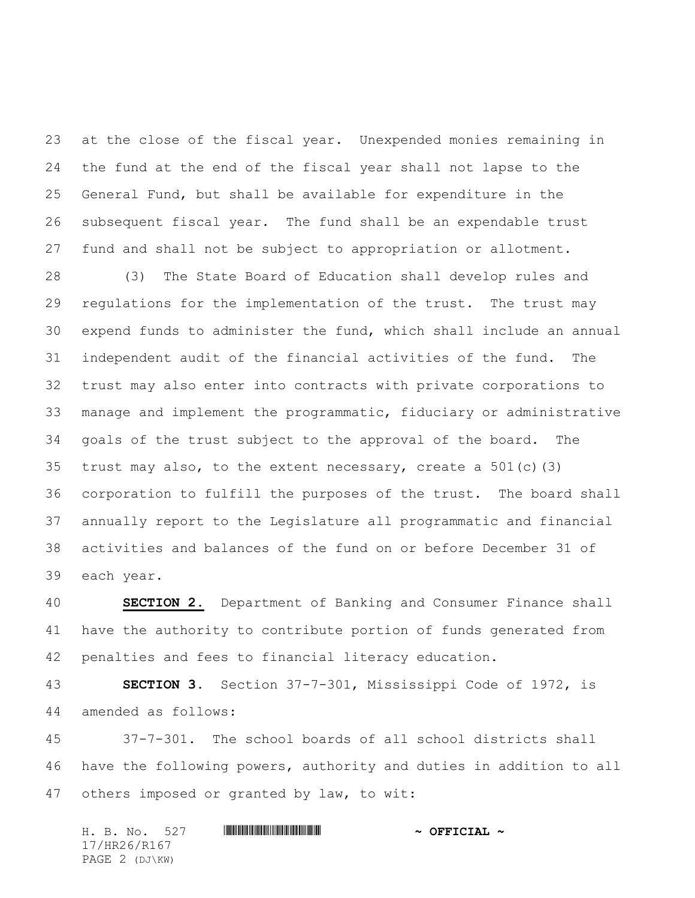at the close of the fiscal year. Unexpended monies remaining in the fund at the end of the fiscal year shall not lapse to the General Fund, but shall be available for expenditure in the subsequent fiscal year. The fund shall be an expendable trust fund and shall not be subject to appropriation or allotment.

(3) The State Board of Education shall develop rules and regulations for the implementation of the trust. The trust may expend funds to administer the fund, which shall include an annual independent audit of the financial activities of the fund. The trust may also enter into contracts with private corporations to manage and implement the programmatic, fiduciary or administrative goals of the trust subject to the approval of the board. The trust may also, to the extent necessary, create a 501(c)(3) corporation to fulfill the purposes of the trust. The board shall annually report to the Legislature all programmatic and financial activities and balances of the fund on or before December 31 of each year.

**SECTION 2.** Department of Banking and Consumer Finance shall have the authority to contribute portion of funds generated from penalties and fees to financial literacy education.

**SECTION 3.** Section 37-7-301, Mississippi Code of 1972, is amended as follows:

37-7-301. The school boards of all school districts shall have the following powers, authority and duties in addition to all others imposed or granted by law, to wit: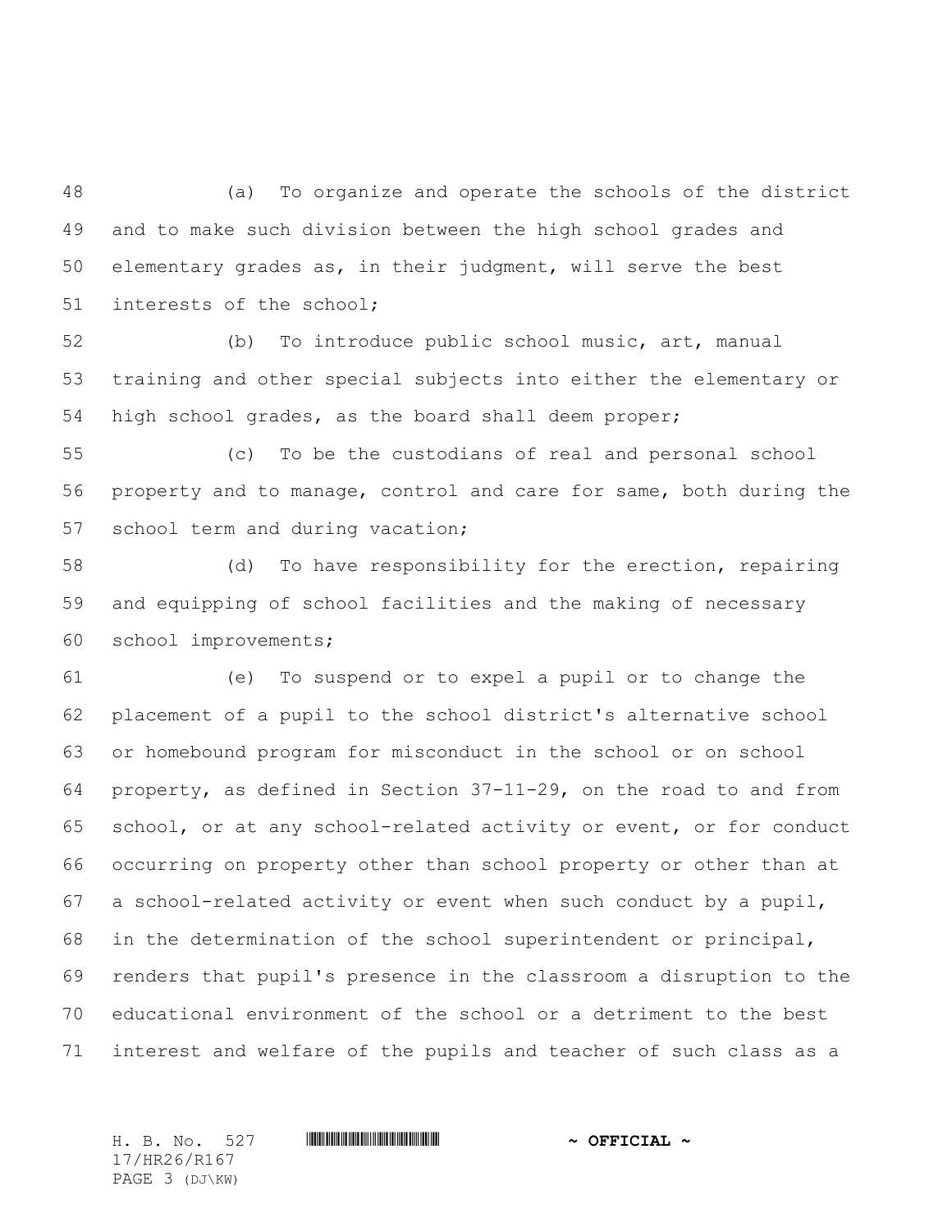(a) To organize and operate the schools of the district and to make such division between the high school grades and elementary grades as, in their judgment, will serve the best interests of the school;

(b) To introduce public school music, art, manual training and other special subjects into either the elementary or high school grades, as the board shall deem proper;

(c) To be the custodians of real and personal school property and to manage, control and care for same, both during the school term and during vacation;

(d) To have responsibility for the erection, repairing and equipping of school facilities and the making of necessary school improvements;

(e) To suspend or to expel a pupil or to change the placement of a pupil to the school district's alternative school or homebound program for misconduct in the school or on school property, as defined in Section 37-11-29, on the road to and from school, or at any school-related activity or event, or for conduct occurring on property other than school property or other than at a school-related activity or event when such conduct by a pupil, in the determination of the school superintendent or principal, renders that pupil's presence in the classroom a disruption to the educational environment of the school or a detriment to the best interest and welfare of the pupils and teacher of such class as a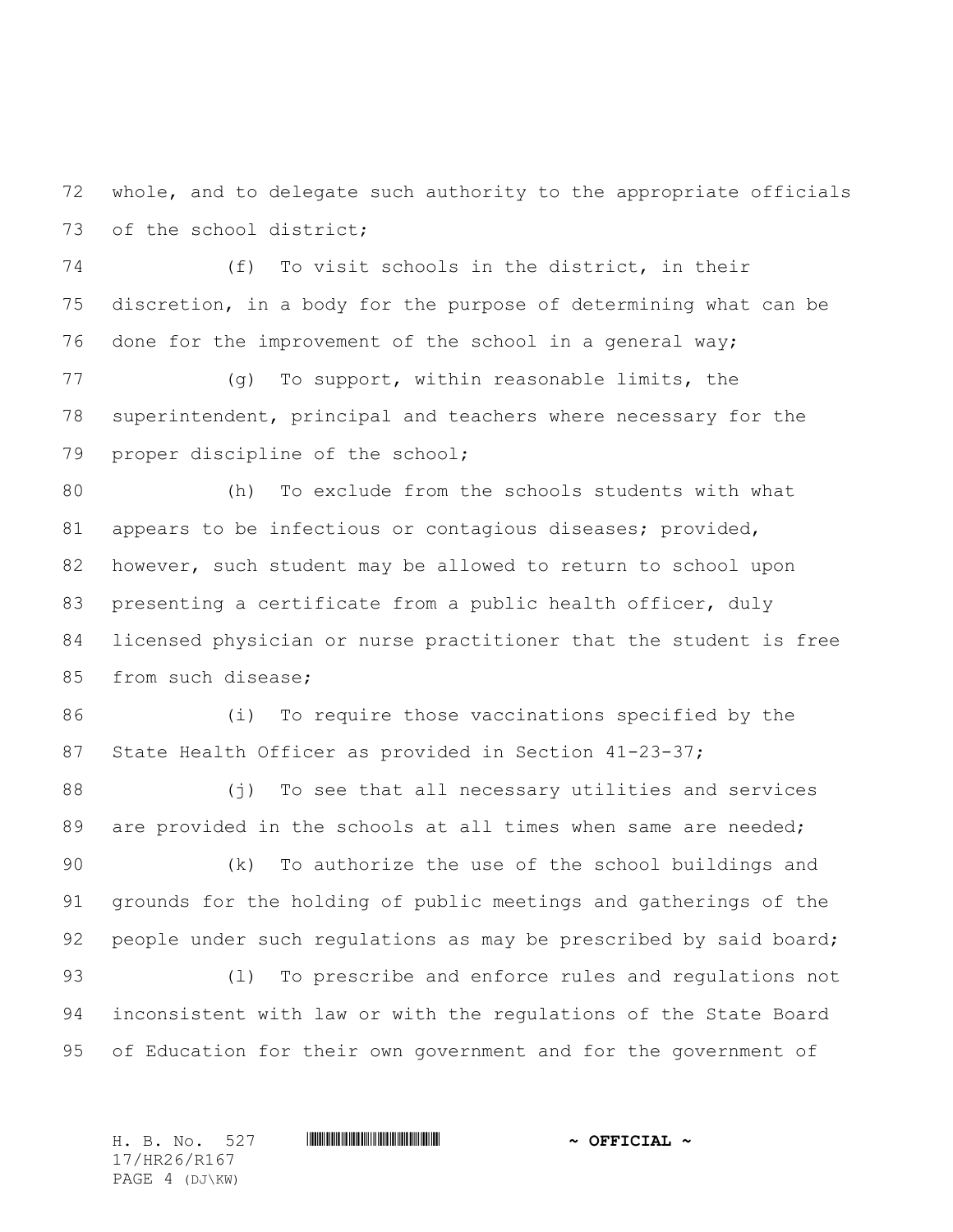whole, and to delegate such authority to the appropriate officials of the school district;

(f) To visit schools in the district, in their discretion, in a body for the purpose of determining what can be done for the improvement of the school in a general way;

(g) To support, within reasonable limits, the superintendent, principal and teachers where necessary for the proper discipline of the school;

(h) To exclude from the schools students with what appears to be infectious or contagious diseases; provided, however, such student may be allowed to return to school upon presenting a certificate from a public health officer, duly licensed physician or nurse practitioner that the student is free from such disease;

(i) To require those vaccinations specified by the State Health Officer as provided in Section 41-23-37;

(j) To see that all necessary utilities and services are provided in the schools at all times when same are needed;

(k) To authorize the use of the school buildings and grounds for the holding of public meetings and gatherings of the people under such regulations as may be prescribed by said board;

(l) To prescribe and enforce rules and regulations not inconsistent with law or with the regulations of the State Board of Education for their own government and for the government of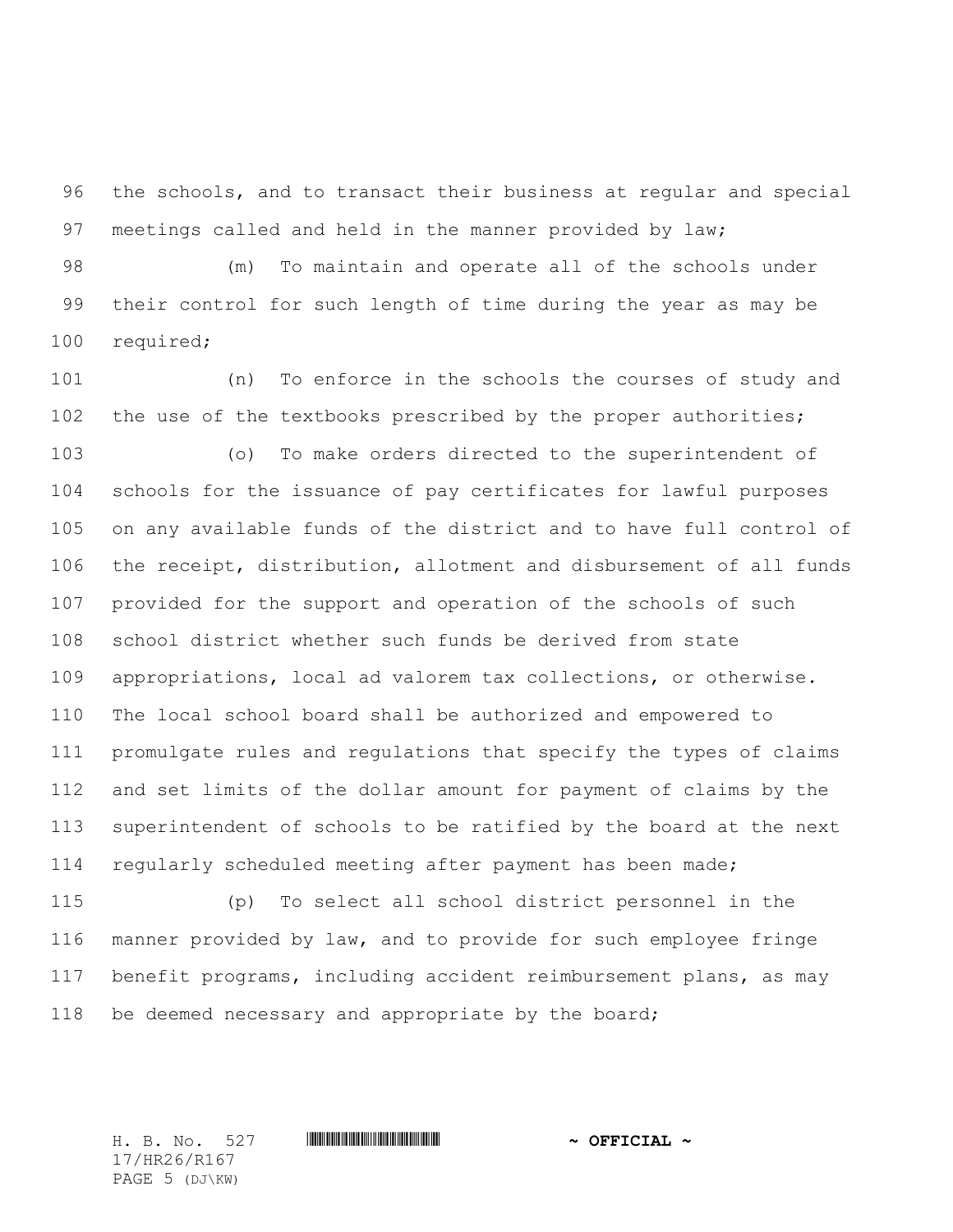the schools, and to transact their business at regular and special meetings called and held in the manner provided by law;

(m) To maintain and operate all of the schools under their control for such length of time during the year as may be required;

(n) To enforce in the schools the courses of study and the use of the textbooks prescribed by the proper authorities;

(o) To make orders directed to the superintendent of schools for the issuance of pay certificates for lawful purposes on any available funds of the district and to have full control of the receipt, distribution, allotment and disbursement of all funds provided for the support and operation of the schools of such school district whether such funds be derived from state appropriations, local ad valorem tax collections, or otherwise. The local school board shall be authorized and empowered to promulgate rules and regulations that specify the types of claims and set limits of the dollar amount for payment of claims by the superintendent of schools to be ratified by the board at the next regularly scheduled meeting after payment has been made;

(p) To select all school district personnel in the manner provided by law, and to provide for such employee fringe benefit programs, including accident reimbursement plans, as may be deemed necessary and appropriate by the board;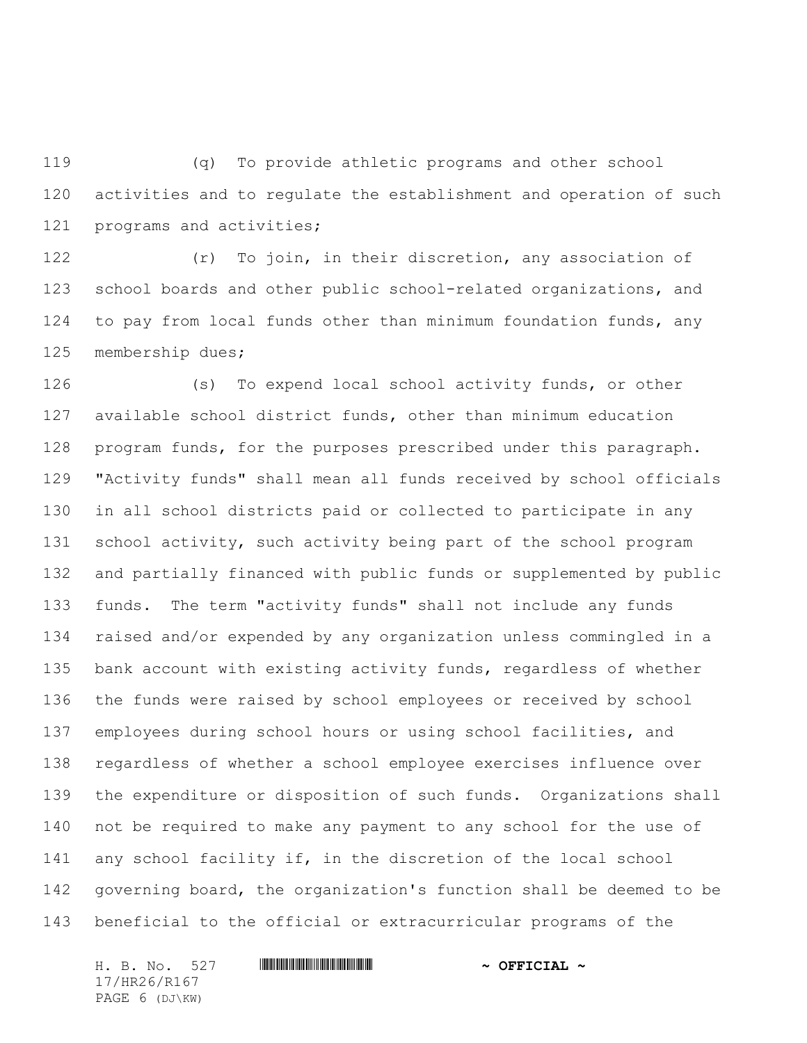(q) To provide athletic programs and other school activities and to regulate the establishment and operation of such programs and activities;

(r) To join, in their discretion, any association of school boards and other public school-related organizations, and to pay from local funds other than minimum foundation funds, any membership dues;

(s) To expend local school activity funds, or other available school district funds, other than minimum education program funds, for the purposes prescribed under this paragraph. "Activity funds" shall mean all funds received by school officials in all school districts paid or collected to participate in any school activity, such activity being part of the school program and partially financed with public funds or supplemented by public funds. The term "activity funds" shall not include any funds raised and/or expended by any organization unless commingled in a bank account with existing activity funds, regardless of whether the funds were raised by school employees or received by school employees during school hours or using school facilities, and regardless of whether a school employee exercises influence over the expenditure or disposition of such funds. Organizations shall not be required to make any payment to any school for the use of any school facility if, in the discretion of the local school governing board, the organization's function shall be deemed to be beneficial to the official or extracurricular programs of the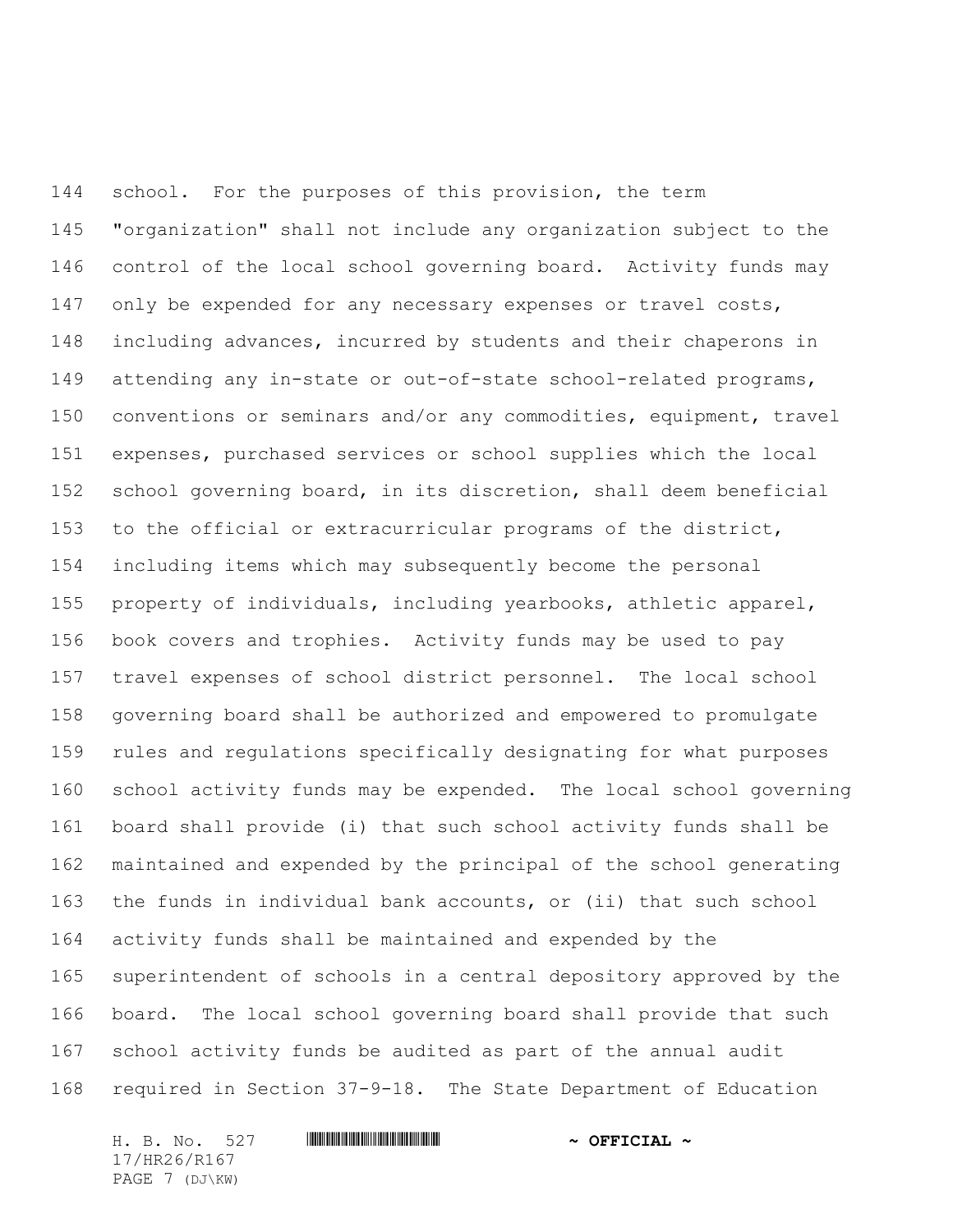school. For the purposes of this provision, the term "organization" shall not include any organization subject to the control of the local school governing board. Activity funds may only be expended for any necessary expenses or travel costs, including advances, incurred by students and their chaperons in attending any in-state or out-of-state school-related programs, conventions or seminars and/or any commodities, equipment, travel expenses, purchased services or school supplies which the local school governing board, in its discretion, shall deem beneficial to the official or extracurricular programs of the district, including items which may subsequently become the personal property of individuals, including yearbooks, athletic apparel, book covers and trophies. Activity funds may be used to pay travel expenses of school district personnel. The local school governing board shall be authorized and empowered to promulgate rules and regulations specifically designating for what purposes school activity funds may be expended. The local school governing board shall provide (i) that such school activity funds shall be maintained and expended by the principal of the school generating the funds in individual bank accounts, or (ii) that such school activity funds shall be maintained and expended by the superintendent of schools in a central depository approved by the board. The local school governing board shall provide that such school activity funds be audited as part of the annual audit required in Section 37-9-18. The State Department of Education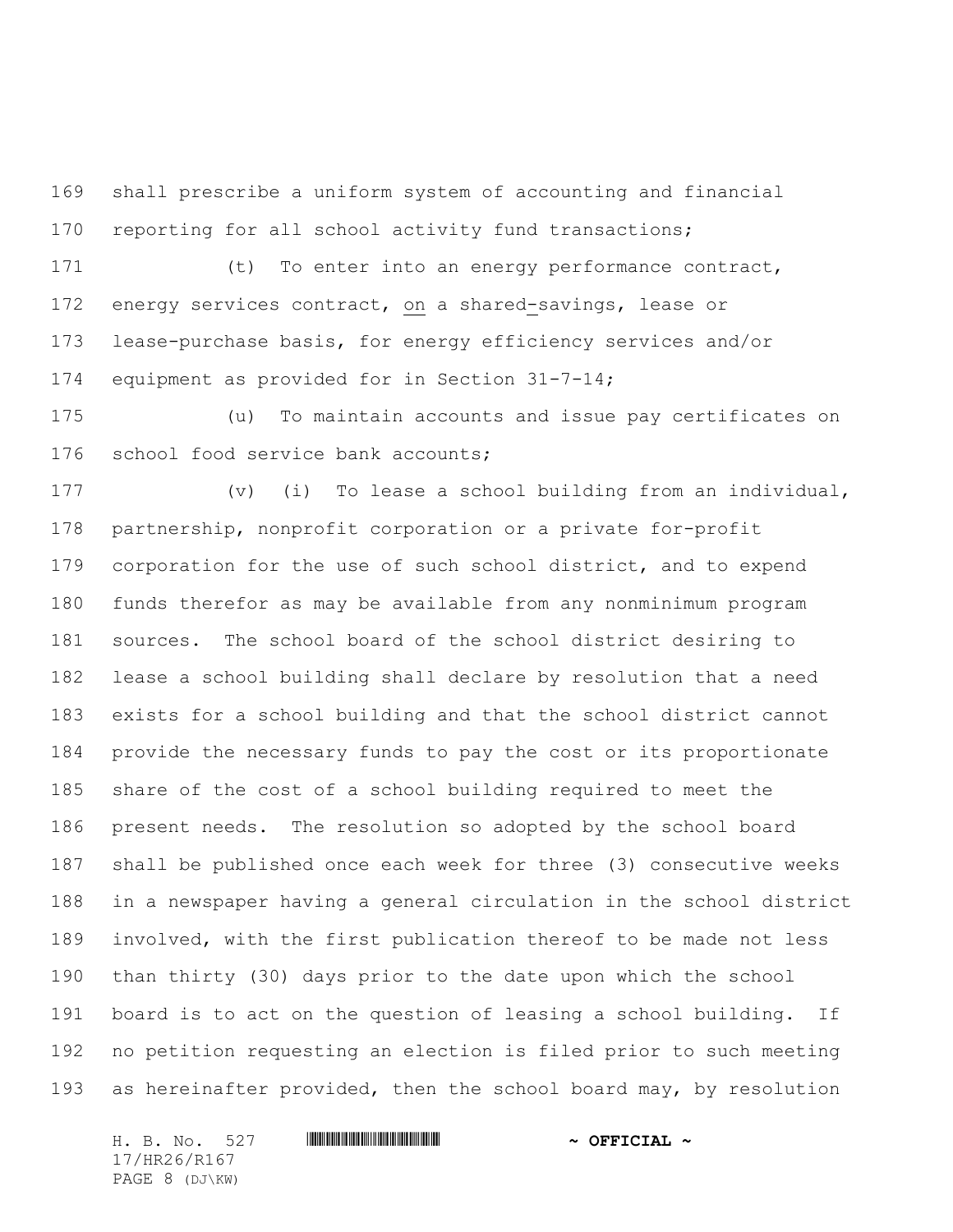shall prescribe a uniform system of accounting and financial reporting for all school activity fund transactions;

(t) To enter into an energy performance contract, energy services contract, on a shared-savings, lease or lease-purchase basis, for energy efficiency services and/or equipment as provided for in Section 31-7-14;

(u) To maintain accounts and issue pay certificates on school food service bank accounts;

(v) (i) To lease a school building from an individual, partnership, nonprofit corporation or a private for-profit corporation for the use of such school district, and to expend funds therefor as may be available from any nonminimum program sources. The school board of the school district desiring to lease a school building shall declare by resolution that a need exists for a school building and that the school district cannot provide the necessary funds to pay the cost or its proportionate share of the cost of a school building required to meet the present needs. The resolution so adopted by the school board shall be published once each week for three (3) consecutive weeks in a newspaper having a general circulation in the school district involved, with the first publication thereof to be made not less than thirty (30) days prior to the date upon which the school board is to act on the question of leasing a school building. If no petition requesting an election is filed prior to such meeting as hereinafter provided, then the school board may, by resolution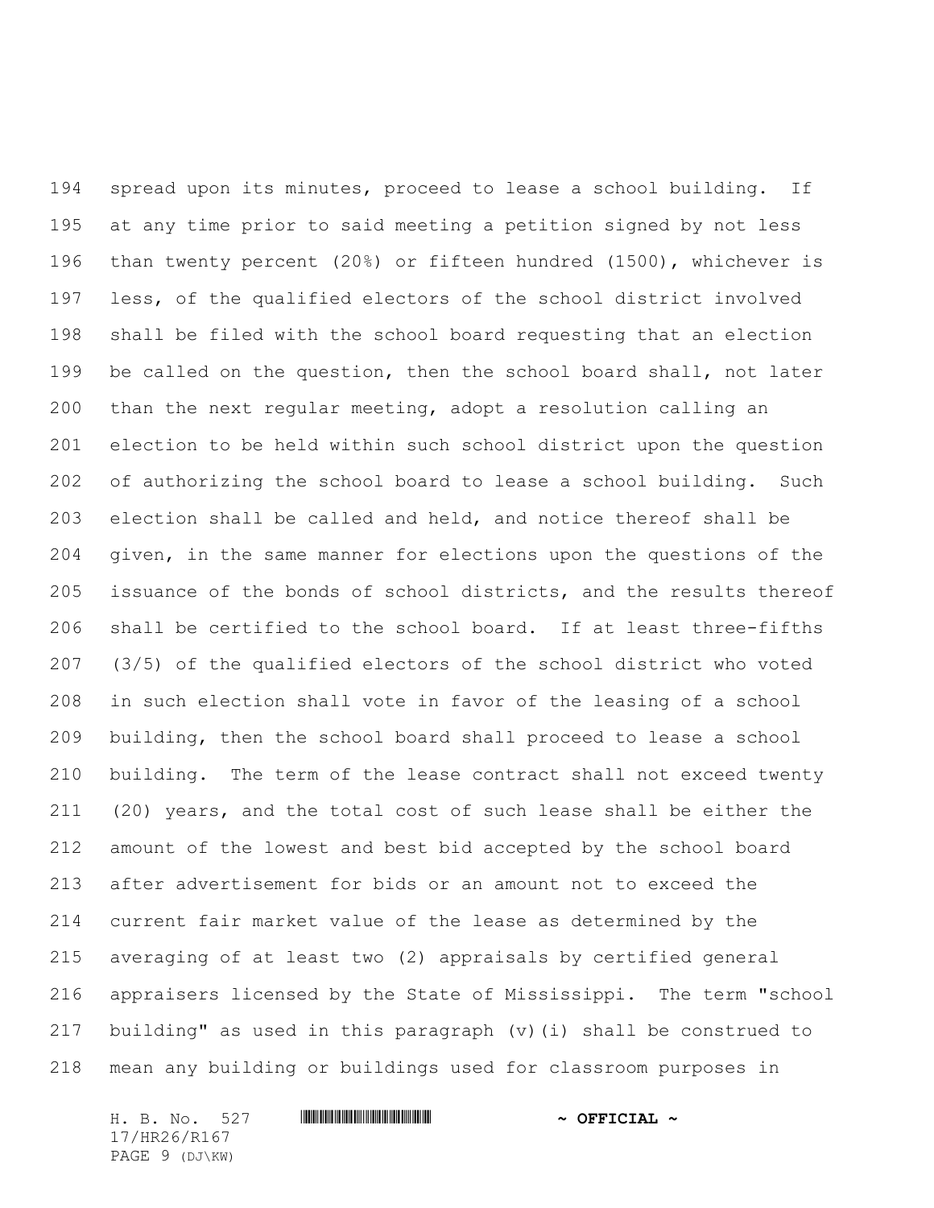spread upon its minutes, proceed to lease a school building. If at any time prior to said meeting a petition signed by not less than twenty percent (20%) or fifteen hundred (1500), whichever is less, of the qualified electors of the school district involved shall be filed with the school board requesting that an election be called on the question, then the school board shall, not later than the next regular meeting, adopt a resolution calling an election to be held within such school district upon the question of authorizing the school board to lease a school building. Such election shall be called and held, and notice thereof shall be given, in the same manner for elections upon the questions of the issuance of the bonds of school districts, and the results thereof shall be certified to the school board. If at least three-fifths (3/5) of the qualified electors of the school district who voted in such election shall vote in favor of the leasing of a school building, then the school board shall proceed to lease a school building. The term of the lease contract shall not exceed twenty (20) years, and the total cost of such lease shall be either the amount of the lowest and best bid accepted by the school board after advertisement for bids or an amount not to exceed the current fair market value of the lease as determined by the averaging of at least two (2) appraisals by certified general appraisers licensed by the State of Mississippi. The term "school building" as used in this paragraph (v)(i) shall be construed to mean any building or buildings used for classroom purposes in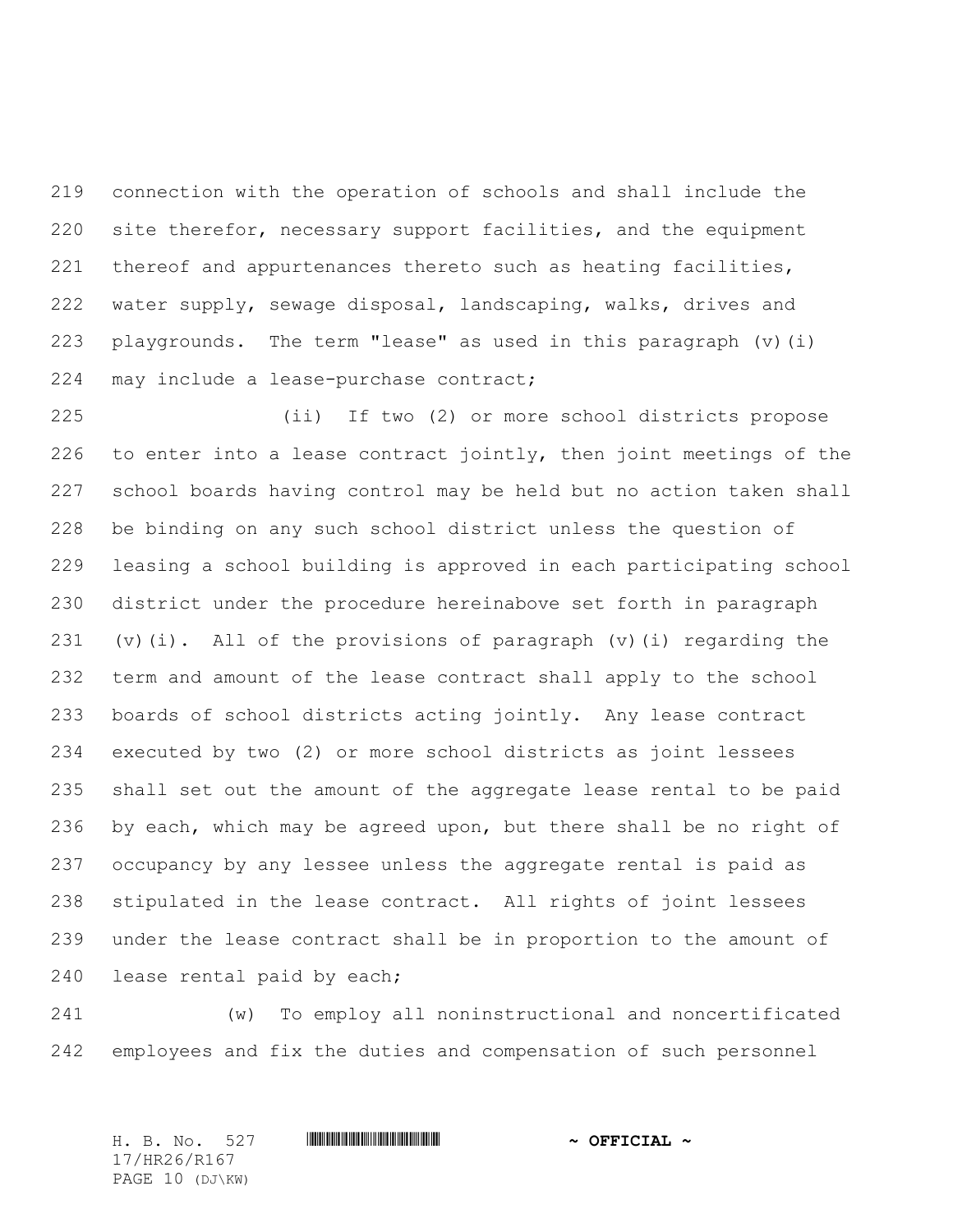connection with the operation of schools and shall include the site therefor, necessary support facilities, and the equipment thereof and appurtenances thereto such as heating facilities, water supply, sewage disposal, landscaping, walks, drives and playgrounds. The term "lease" as used in this paragraph (v)(i) may include a lease-purchase contract;

(ii) If two (2) or more school districts propose to enter into a lease contract jointly, then joint meetings of the school boards having control may be held but no action taken shall be binding on any such school district unless the question of leasing a school building is approved in each participating school district under the procedure hereinabove set forth in paragraph (v)(i). All of the provisions of paragraph (v)(i) regarding the term and amount of the lease contract shall apply to the school boards of school districts acting jointly. Any lease contract executed by two (2) or more school districts as joint lessees shall set out the amount of the aggregate lease rental to be paid by each, which may be agreed upon, but there shall be no right of occupancy by any lessee unless the aggregate rental is paid as stipulated in the lease contract. All rights of joint lessees under the lease contract shall be in proportion to the amount of lease rental paid by each;

(w) To employ all noninstructional and noncertificated employees and fix the duties and compensation of such personnel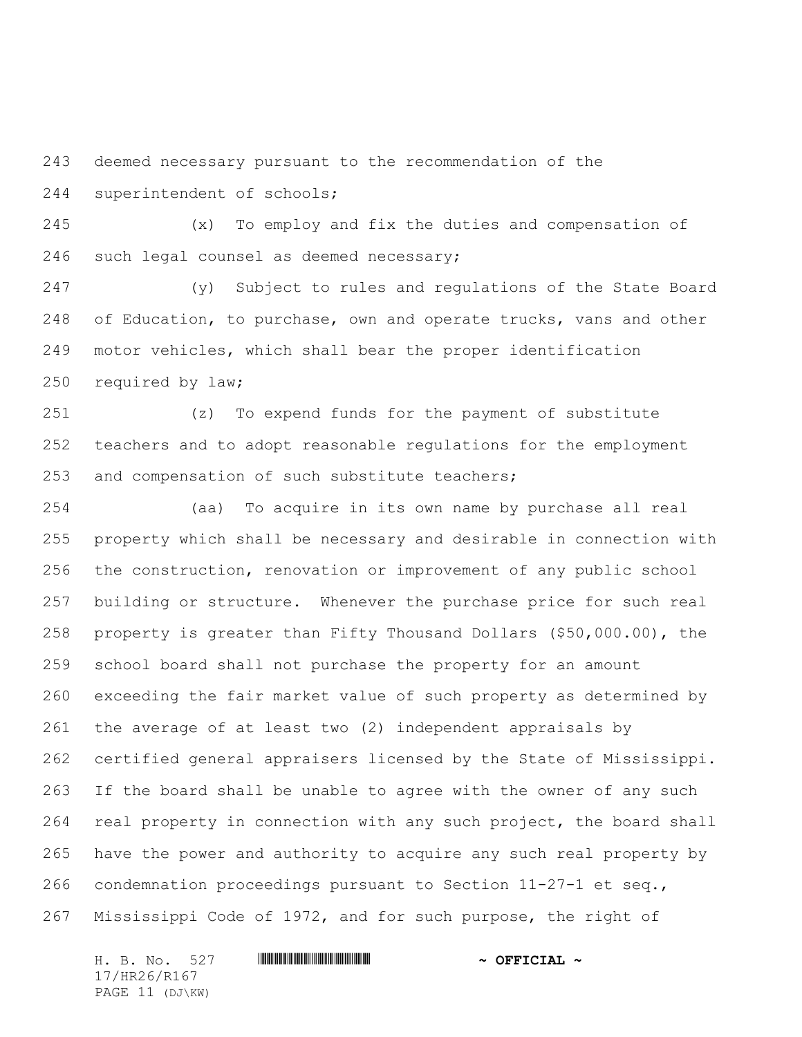deemed necessary pursuant to the recommendation of the superintendent of schools;

(x) To employ and fix the duties and compensation of such legal counsel as deemed necessary;

(y) Subject to rules and regulations of the State Board of Education, to purchase, own and operate trucks, vans and other motor vehicles, which shall bear the proper identification required by law;

(z) To expend funds for the payment of substitute teachers and to adopt reasonable regulations for the employment and compensation of such substitute teachers;

(aa) To acquire in its own name by purchase all real property which shall be necessary and desirable in connection with the construction, renovation or improvement of any public school building or structure. Whenever the purchase price for such real property is greater than Fifty Thousand Dollars ($50,000.00), the school board shall not purchase the property for an amount exceeding the fair market value of such property as determined by the average of at least two (2) independent appraisals by certified general appraisers licensed by the State of Mississippi. If the board shall be unable to agree with the owner of any such real property in connection with any such project, the board shall have the power and authority to acquire any such real property by condemnation proceedings pursuant to Section 11-27-1 et seq., Mississippi Code of 1972, and for such purpose, the right of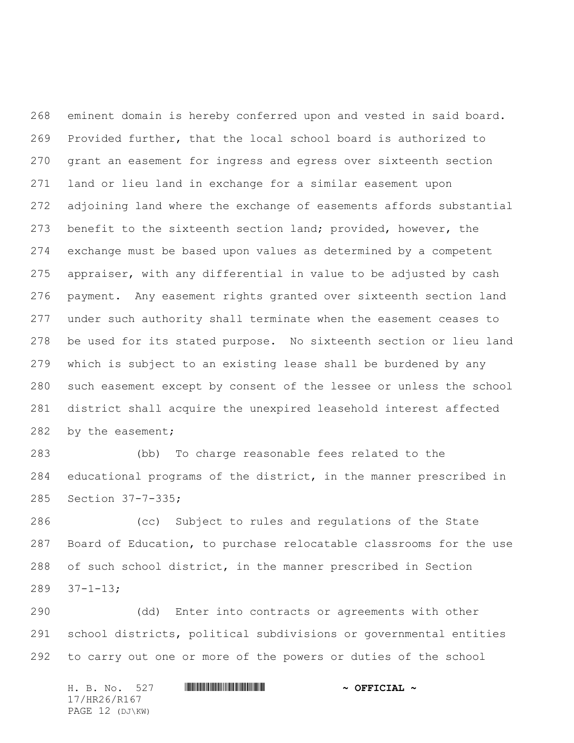eminent domain is hereby conferred upon and vested in said board. Provided further, that the local school board is authorized to grant an easement for ingress and egress over sixteenth section land or lieu land in exchange for a similar easement upon adjoining land where the exchange of easements affords substantial benefit to the sixteenth section land; provided, however, the exchange must be based upon values as determined by a competent appraiser, with any differential in value to be adjusted by cash payment. Any easement rights granted over sixteenth section land under such authority shall terminate when the easement ceases to be used for its stated purpose. No sixteenth section or lieu land which is subject to an existing lease shall be burdened by any such easement except by consent of the lessee or unless the school district shall acquire the unexpired leasehold interest affected by the easement;

(bb) To charge reasonable fees related to the educational programs of the district, in the manner prescribed in Section 37-7-335;

(cc) Subject to rules and regulations of the State Board of Education, to purchase relocatable classrooms for the use of such school district, in the manner prescribed in Section 37-1-13;

(dd) Enter into contracts or agreements with other school districts, political subdivisions or governmental entities to carry out one or more of the powers or duties of the school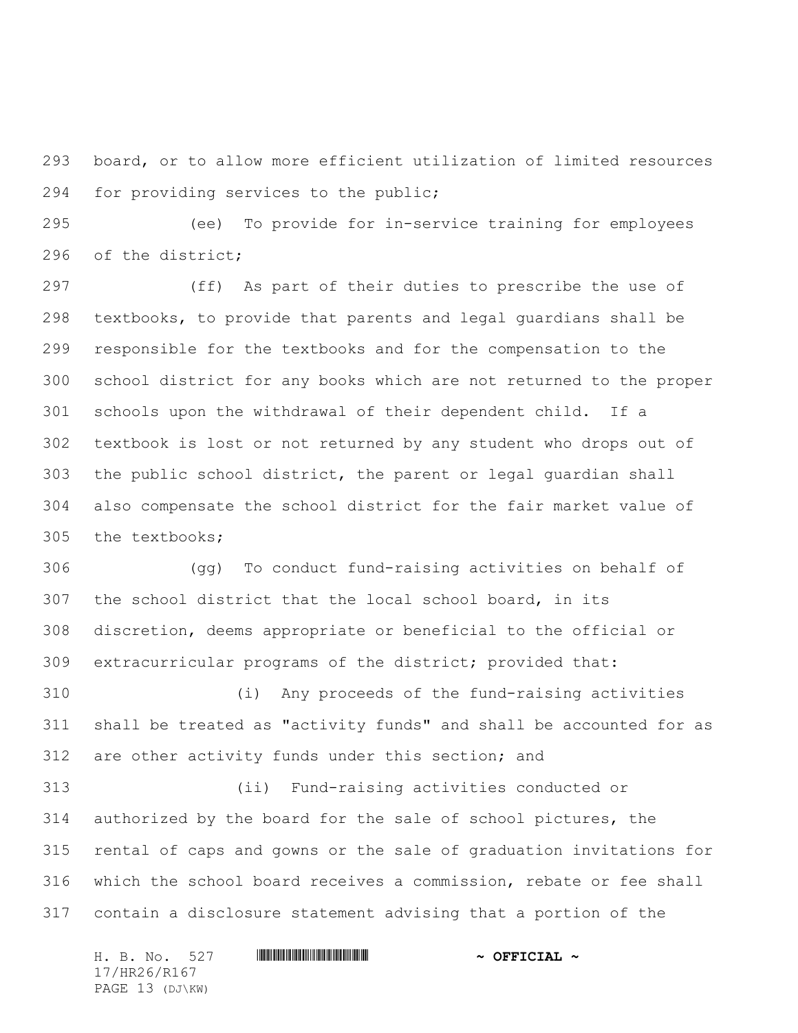board, or to allow more efficient utilization of limited resources for providing services to the public;

(ee) To provide for in-service training for employees of the district;

(ff) As part of their duties to prescribe the use of textbooks, to provide that parents and legal guardians shall be responsible for the textbooks and for the compensation to the school district for any books which are not returned to the proper schools upon the withdrawal of their dependent child. If a textbook is lost or not returned by any student who drops out of the public school district, the parent or legal guardian shall also compensate the school district for the fair market value of the textbooks;

(gg) To conduct fund-raising activities on behalf of the school district that the local school board, in its discretion, deems appropriate or beneficial to the official or extracurricular programs of the district; provided that:

(i) Any proceeds of the fund-raising activities shall be treated as "activity funds" and shall be accounted for as are other activity funds under this section; and

(ii) Fund-raising activities conducted or authorized by the board for the sale of school pictures, the rental of caps and gowns or the sale of graduation invitations for which the school board receives a commission, rebate or fee shall contain a disclosure statement advising that a portion of the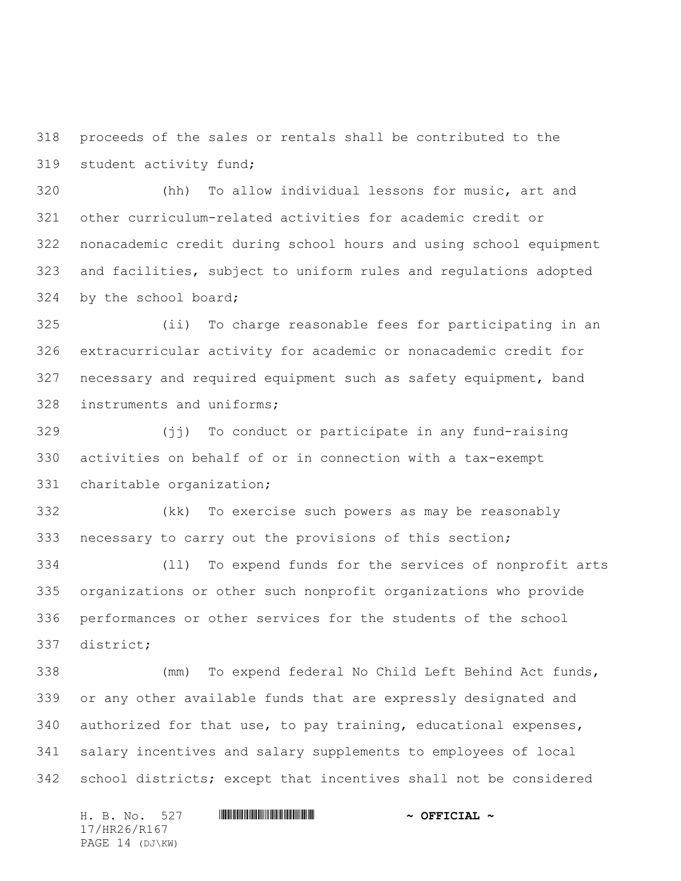proceeds of the sales or rentals shall be contributed to the student activity fund;

(hh) To allow individual lessons for music, art and other curriculum-related activities for academic credit or nonacademic credit during school hours and using school equipment and facilities, subject to uniform rules and regulations adopted by the school board;

(ii) To charge reasonable fees for participating in an extracurricular activity for academic or nonacademic credit for necessary and required equipment such as safety equipment, band instruments and uniforms;

(jj) To conduct or participate in any fund-raising activities on behalf of or in connection with a tax-exempt charitable organization;

(kk) To exercise such powers as may be reasonably necessary to carry out the provisions of this section;

(ll) To expend funds for the services of nonprofit arts organizations or other such nonprofit organizations who provide performances or other services for the students of the school district;

(mm) To expend federal No Child Left Behind Act funds, or any other available funds that are expressly designated and authorized for that use, to pay training, educational expenses, salary incentives and salary supplements to employees of local school districts; except that incentives shall not be considered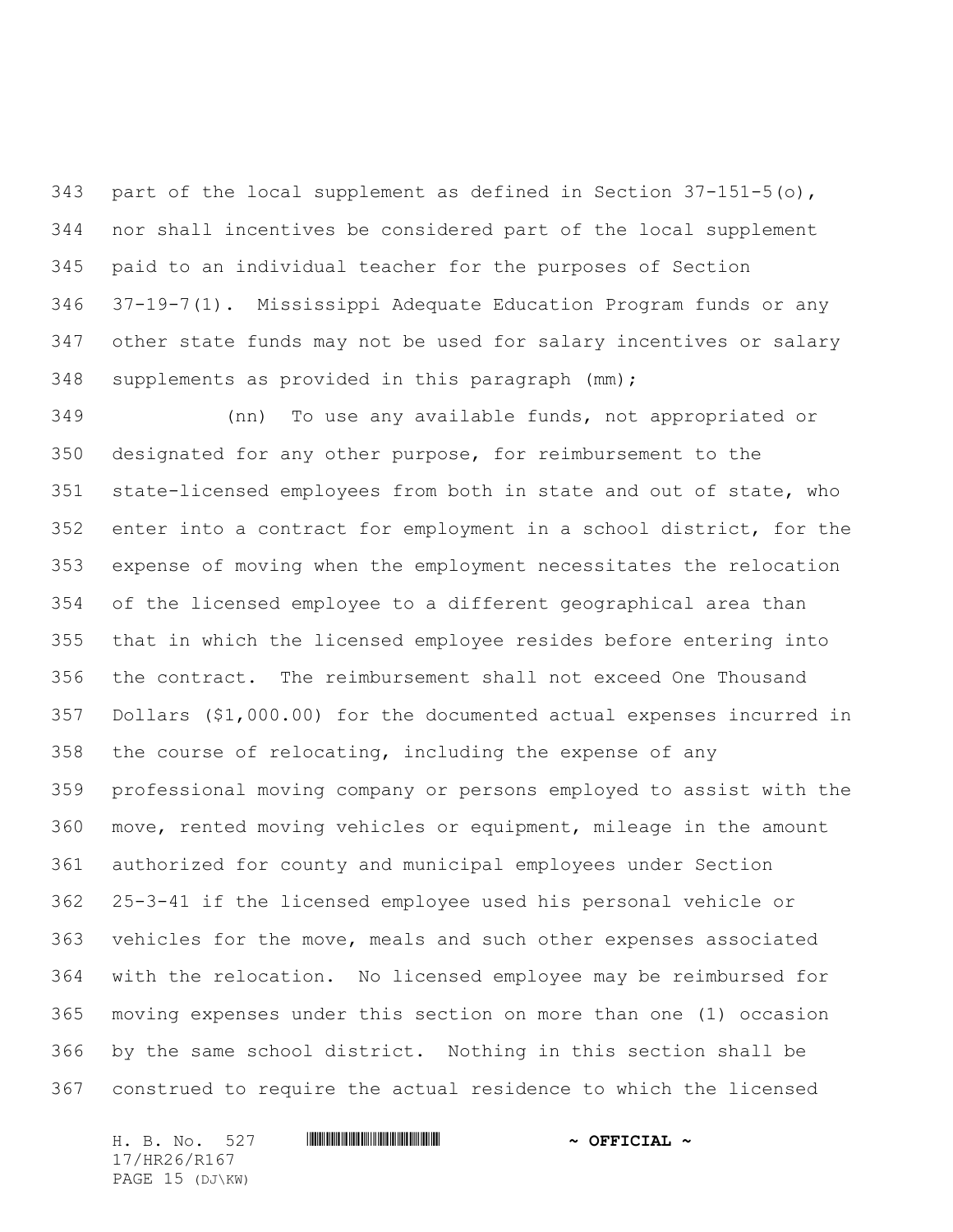part of the local supplement as defined in Section 37-151-5(o), nor shall incentives be considered part of the local supplement paid to an individual teacher for the purposes of Section 37-19-7(1). Mississippi Adequate Education Program funds or any other state funds may not be used for salary incentives or salary supplements as provided in this paragraph (mm);

(nn) To use any available funds, not appropriated or designated for any other purpose, for reimbursement to the state-licensed employees from both in state and out of state, who enter into a contract for employment in a school district, for the expense of moving when the employment necessitates the relocation of the licensed employee to a different geographical area than that in which the licensed employee resides before entering into the contract. The reimbursement shall not exceed One Thousand Dollars ($1,000.00) for the documented actual expenses incurred in the course of relocating, including the expense of any professional moving company or persons employed to assist with the move, rented moving vehicles or equipment, mileage in the amount authorized for county and municipal employees under Section 25-3-41 if the licensed employee used his personal vehicle or vehicles for the move, meals and such other expenses associated with the relocation. No licensed employee may be reimbursed for moving expenses under this section on more than one (1) occasion by the same school district. Nothing in this section shall be construed to require the actual residence to which the licensed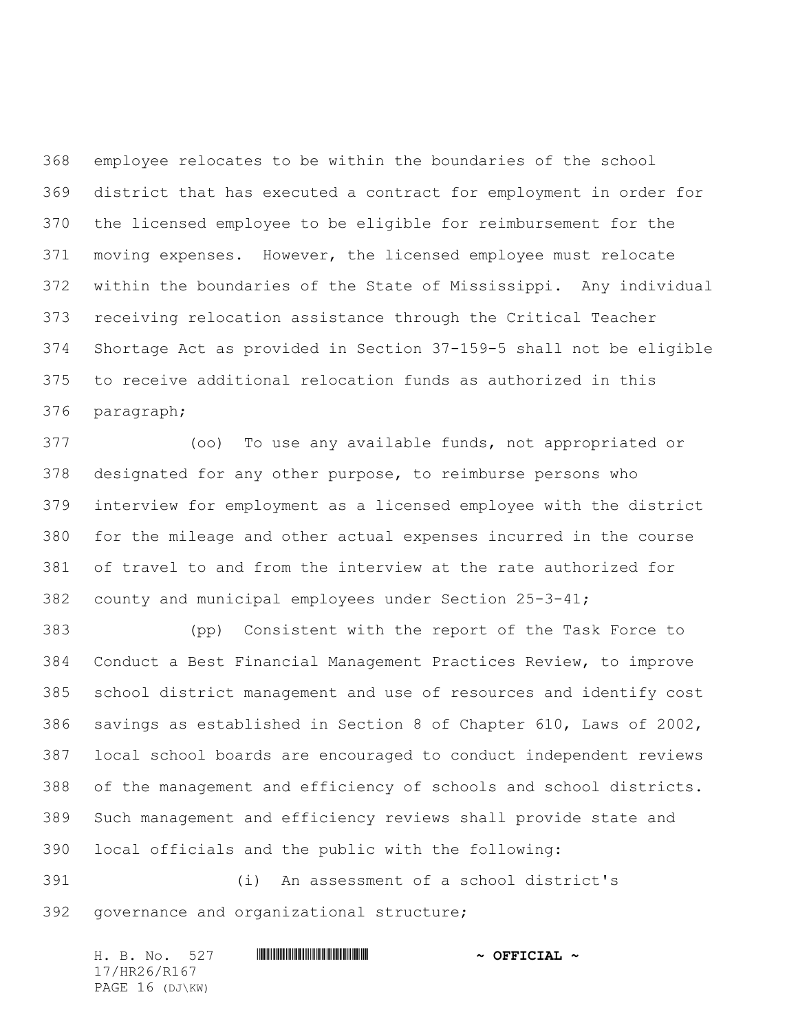employee relocates to be within the boundaries of the school district that has executed a contract for employment in order for the licensed employee to be eligible for reimbursement for the moving expenses. However, the licensed employee must relocate within the boundaries of the State of Mississippi. Any individual receiving relocation assistance through the Critical Teacher Shortage Act as provided in Section 37-159-5 shall not be eligible to receive additional relocation funds as authorized in this paragraph;

(oo) To use any available funds, not appropriated or designated for any other purpose, to reimburse persons who interview for employment as a licensed employee with the district for the mileage and other actual expenses incurred in the course of travel to and from the interview at the rate authorized for county and municipal employees under Section 25-3-41;

(pp) Consistent with the report of the Task Force to Conduct a Best Financial Management Practices Review, to improve school district management and use of resources and identify cost savings as established in Section 8 of Chapter 610, Laws of 2002, local school boards are encouraged to conduct independent reviews of the management and efficiency of schools and school districts. Such management and efficiency reviews shall provide state and local officials and the public with the following:

(i) An assessment of a school district's governance and organizational structure;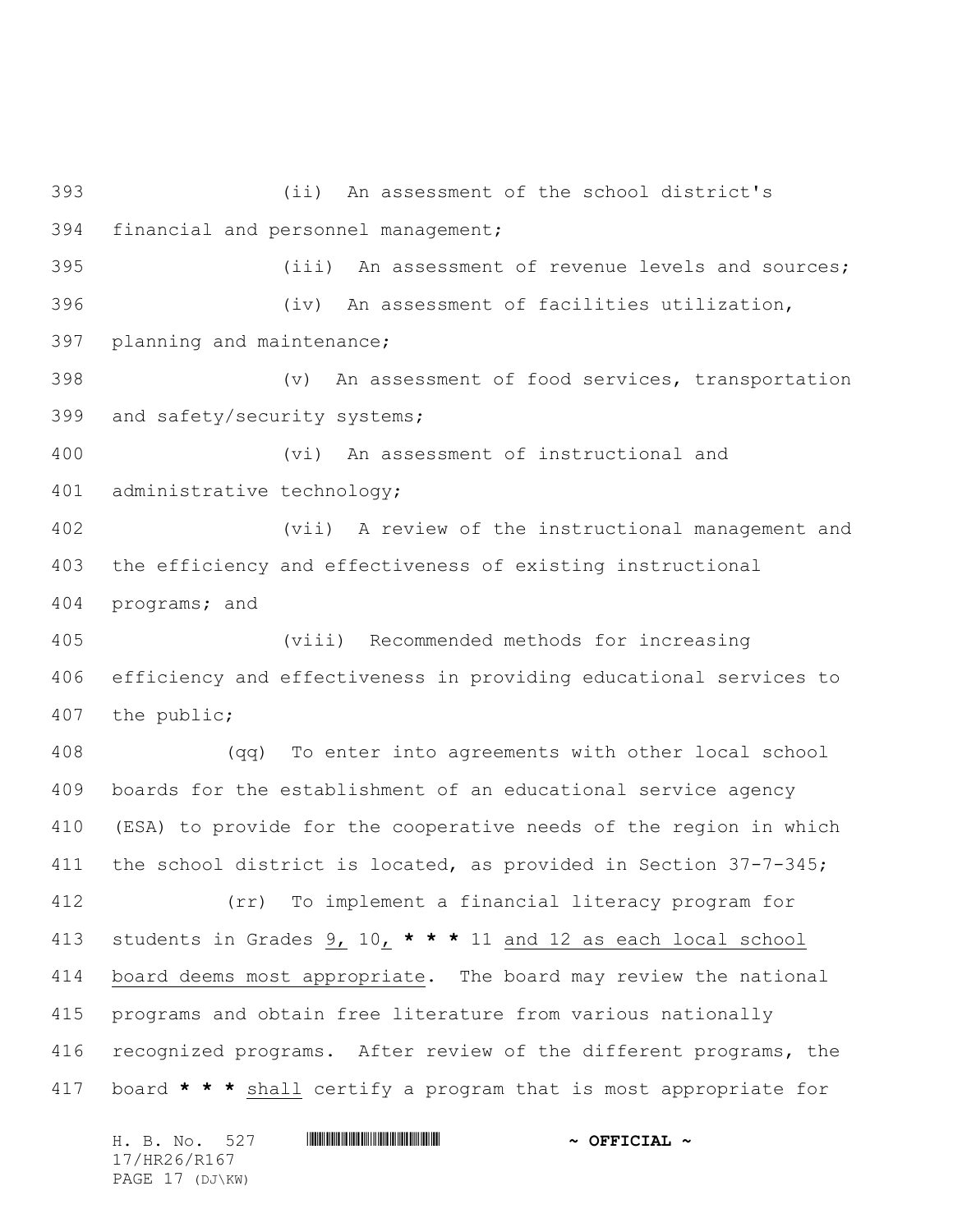393 (ii) An assessment of the school district's
394 financial and personnel management;
395 (iii) An assessment of revenue levels and sources;
396 (iv) An assessment of facilities utilization,
397 planning and maintenance;
398 (v) An assessment of food services, transportation
399 and safety/security systems;
400 (vi) An assessment of instructional and
401 administrative technology;
402 (vii) A review of the instructional management and
403 the efficiency and effectiveness of existing instructional
404 programs; and
405 (viii) Recommended methods for increasing
406 efficiency and effectiveness in providing educational services to
407 the public;
408 (qq) To enter into agreements with other local school
409 boards for the establishment of an educational service agency
410 (ESA) to provide for the cooperative needs of the region in which
411 the school district is located, as provided in Section 37-7-345;
412 (rr) To implement a financial literacy program for
413 students in Grades 9, 10, * * * 11 and 12 as each local school
414 board deems most appropriate. The board may review the national
415 programs and obtain free literature from various nationally
416 recognized programs. After review of the different programs, the
417 board * * * shall certify a program that is most appropriate for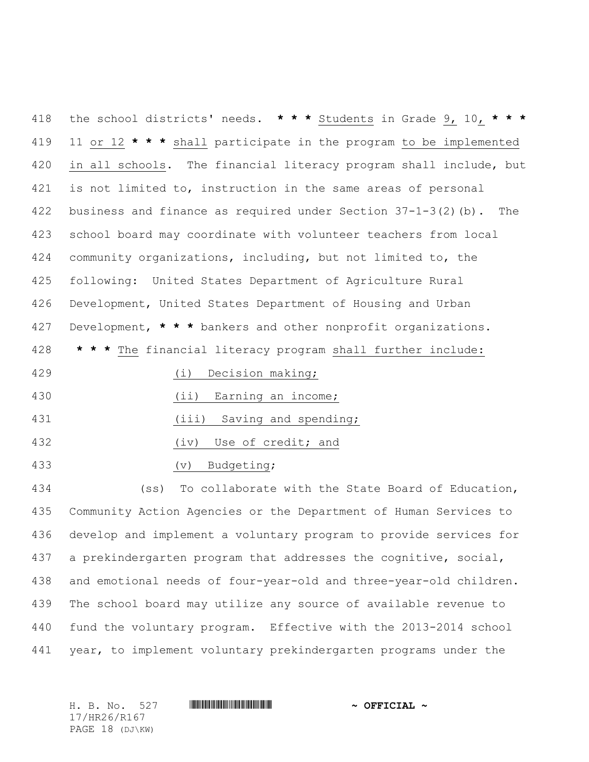418 the school districts' needs. * * * Students in Grade 9, 10, * * *
419 11 or 12 * * * shall participate in the program to be implemented
420 in all schools. The financial literacy program shall include, but
421 is not limited to, instruction in the same areas of personal
422 business and finance as required under Section 37-1-3(2)(b). The
423 school board may coordinate with volunteer teachers from local
424 community organizations, including, but not limited to, the
425 following: United States Department of Agriculture Rural
426 Development, United States Department of Housing and Urban
427 Development, * * * bankers and other nonprofit organizations.
428 * * * The financial literacy program shall further include:

429 (i) Decision making;

430 (ii) Earning an income;

431 (iii) Saving and spending;

432 (iv) Use of credit; and

433 (v) Budgeting;

434 (ss) To collaborate with the State Board of Education,
435 Community Action Agencies or the Department of Human Services to
436 develop and implement a voluntary program to provide services for
437 a prekindergarten program that addresses the cognitive, social,
438 and emotional needs of four-year-old and three-year-old children.
439 The school board may utilize any source of available revenue to
440 fund the voluntary program. Effective with the 2013-2014 school
441 year, to implement voluntary prekindergarten programs under the

H. B. No. 527 ~ OFFICIAL ~
17/HR26/R167
PAGE 18 (DJ\KW)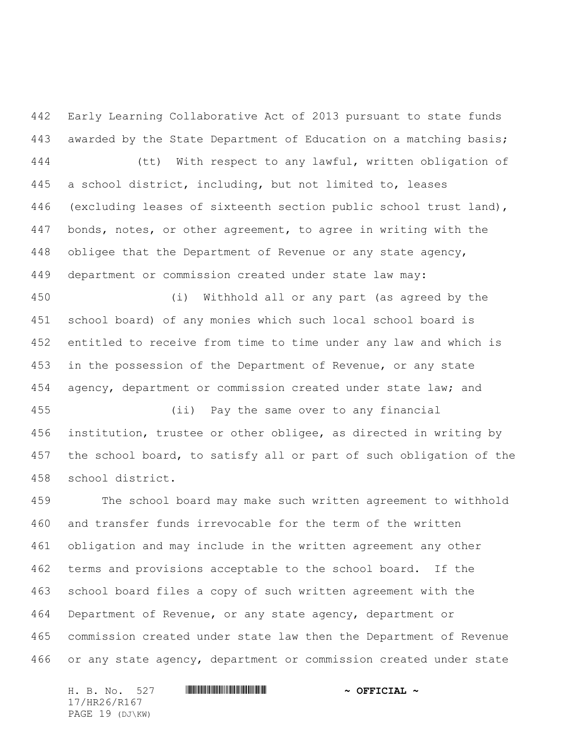Early Learning Collaborative Act of 2013 pursuant to state funds awarded by the State Department of Education on a matching basis;

(tt) With respect to any lawful, written obligation of a school district, including, but not limited to, leases (excluding leases of sixteenth section public school trust land), bonds, notes, or other agreement, to agree in writing with the obligee that the Department of Revenue or any state agency, department or commission created under state law may:

(i) Withhold all or any part (as agreed by the school board) of any monies which such local school board is entitled to receive from time to time under any law and which is in the possession of the Department of Revenue, or any state agency, department or commission created under state law; and

(ii) Pay the same over to any financial institution, trustee or other obligee, as directed in writing by the school board, to satisfy all or part of such obligation of the school district.

The school board may make such written agreement to withhold and transfer funds irrevocable for the term of the written obligation and may include in the written agreement any other terms and provisions acceptable to the school board. If the school board files a copy of such written agreement with the Department of Revenue, or any state agency, department or commission created under state law then the Department of Revenue or any state agency, department or commission created under state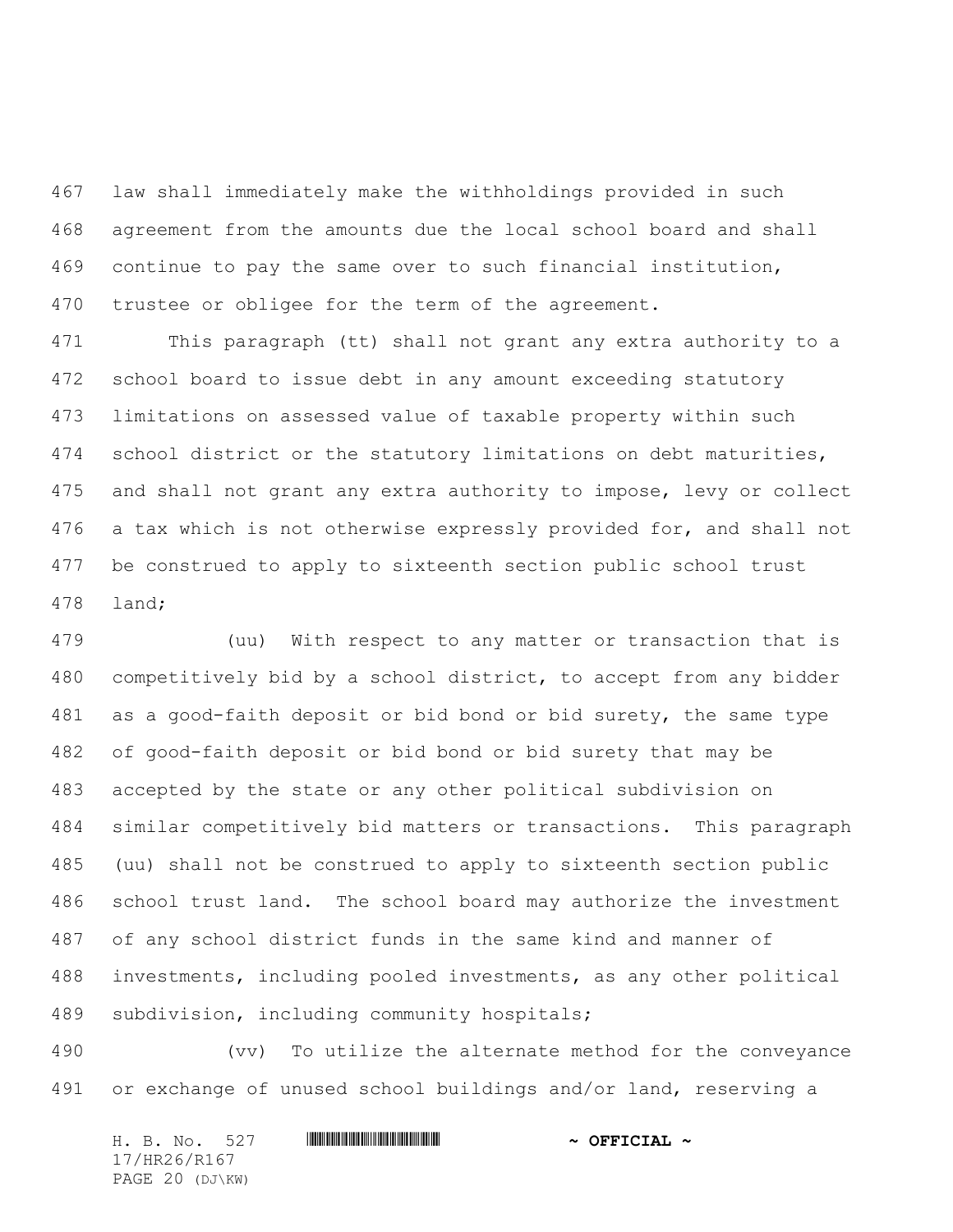law shall immediately make the withholdings provided in such agreement from the amounts due the local school board and shall continue to pay the same over to such financial institution, trustee or obligee for the term of the agreement.

This paragraph (tt) shall not grant any extra authority to a school board to issue debt in any amount exceeding statutory limitations on assessed value of taxable property within such school district or the statutory limitations on debt maturities, and shall not grant any extra authority to impose, levy or collect a tax which is not otherwise expressly provided for, and shall not be construed to apply to sixteenth section public school trust land;

(uu) With respect to any matter or transaction that is competitively bid by a school district, to accept from any bidder as a good-faith deposit or bid bond or bid surety, the same type of good-faith deposit or bid bond or bid surety that may be accepted by the state or any other political subdivision on similar competitively bid matters or transactions. This paragraph (uu) shall not be construed to apply to sixteenth section public school trust land. The school board may authorize the investment of any school district funds in the same kind and manner of investments, including pooled investments, as any other political subdivision, including community hospitals;

(vv) To utilize the alternate method for the conveyance or exchange of unused school buildings and/or land, reserving a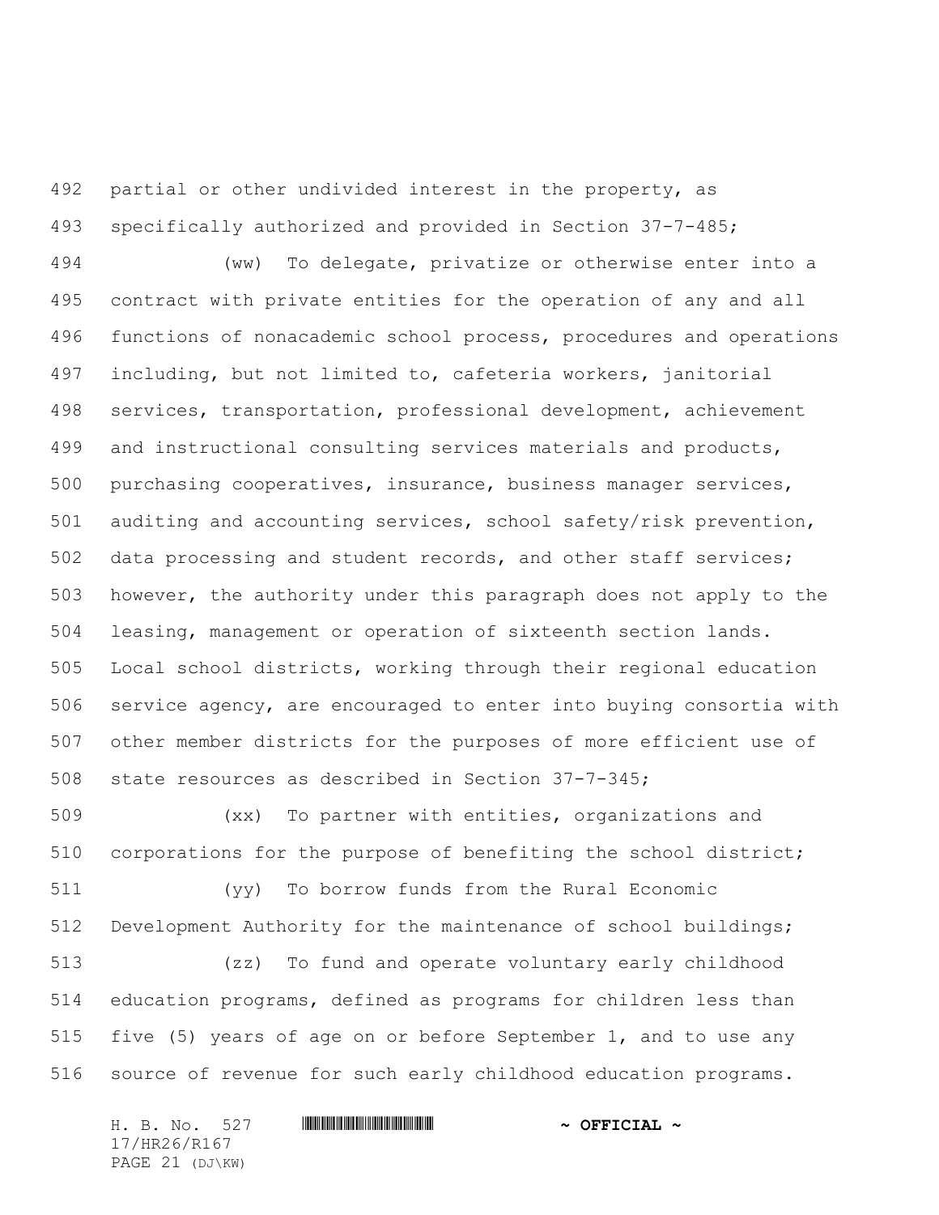partial or other undivided interest in the property, as specifically authorized and provided in Section 37-7-485;

(ww) To delegate, privatize or otherwise enter into a contract with private entities for the operation of any and all functions of nonacademic school process, procedures and operations including, but not limited to, cafeteria workers, janitorial services, transportation, professional development, achievement and instructional consulting services materials and products, purchasing cooperatives, insurance, business manager services, auditing and accounting services, school safety/risk prevention, data processing and student records, and other staff services; however, the authority under this paragraph does not apply to the leasing, management or operation of sixteenth section lands. Local school districts, working through their regional education service agency, are encouraged to enter into buying consortia with other member districts for the purposes of more efficient use of state resources as described in Section 37-7-345;

(xx) To partner with entities, organizations and corporations for the purpose of benefiting the school district;

(yy) To borrow funds from the Rural Economic Development Authority for the maintenance of school buildings;

(zz) To fund and operate voluntary early childhood education programs, defined as programs for children less than five (5) years of age on or before September 1, and to use any source of revenue for such early childhood education programs.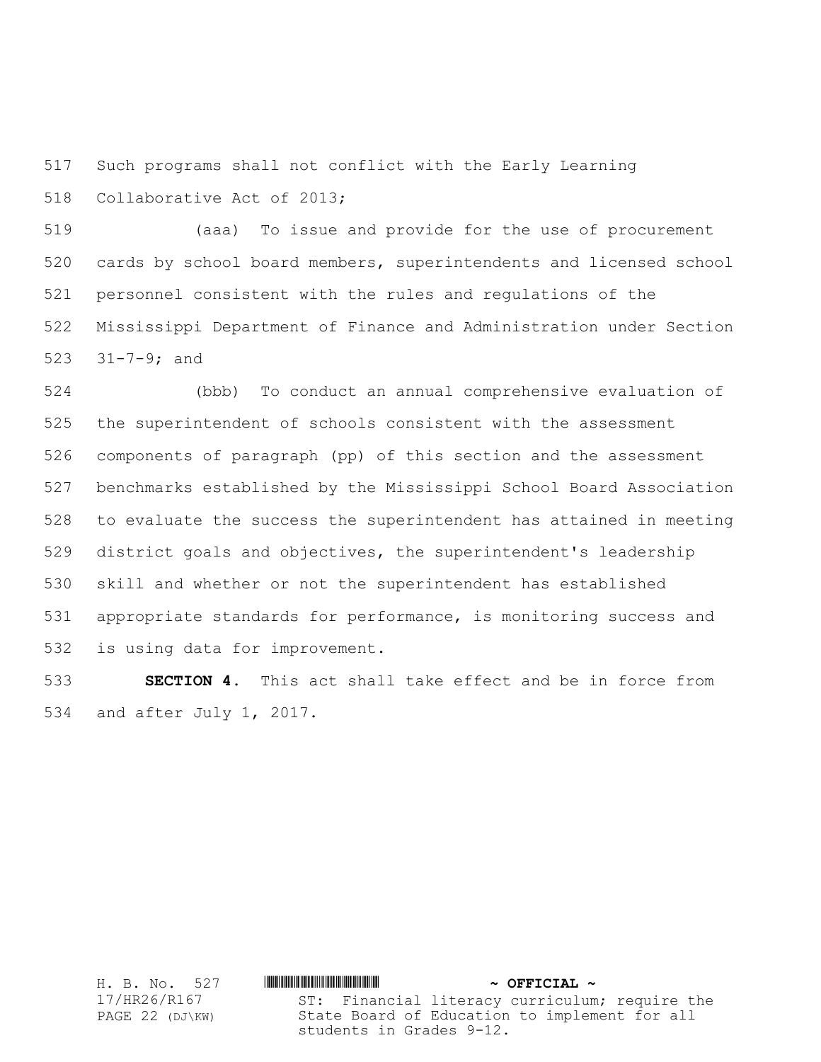Such programs shall not conflict with the Early Learning Collaborative Act of 2013;

(aaa) To issue and provide for the use of procurement cards by school board members, superintendents and licensed school personnel consistent with the rules and regulations of the Mississippi Department of Finance and Administration under Section 31-7-9; and

(bbb) To conduct an annual comprehensive evaluation of the superintendent of schools consistent with the assessment components of paragraph (pp) of this section and the assessment benchmarks established by the Mississippi School Board Association to evaluate the success the superintendent has attained in meeting district goals and objectives, the superintendent's leadership skill and whether or not the superintendent has established appropriate standards for performance, is monitoring success and is using data for improvement.

**SECTION 4.** This act shall take effect and be in force from and after July 1, 2017.